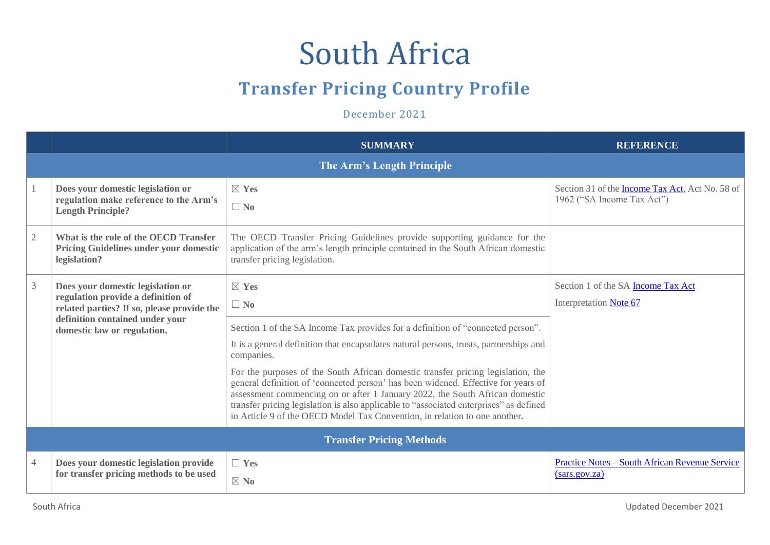# South Africa

## Transfer Pricing Country Profile

December 2021

| | | SUMMARY | REFERENCE |
|---|---|---|---|
| **The Arm's Length Principle** | | | |
| 1 | **Does your domestic legislation or regulation make reference to the Arm's Length Principle?** | ☒ **Yes**<br>☐ **No** | Section 31 of the Income Tax Act, Act No. 58 of 1962 ("SA Income Tax Act") |
| 2 | **What is the role of the OECD Transfer Pricing Guidelines under your domestic legislation?** | The OECD Transfer Pricing Guidelines provide supporting guidance for the application of the arm's length principle contained in the South African domestic transfer pricing legislation. | |
| 3 | **Does your domestic legislation or regulation provide a definition of related parties? If so, please provide the definition contained under your domestic law or regulation.** | ☒ **Yes**<br>☐ **No**<br><br>Section 1 of the SA Income Tax provides for a definition of "connected person".<br><br>It is a general definition that encapsulates natural persons, trusts, partnerships and companies.<br><br>For the purposes of the South African domestic transfer pricing legislation, the general definition of 'connected person' has been widened. Effective for years of assessment commencing on or after 1 January 2022, the South African domestic transfer pricing legislation is also applicable to "associated enterprises" as defined in Article 9 of the OECD Model Tax Convention, in relation to one another. | Section 1 of the SA Income Tax Act<br><br>Interpretation Note 67 |
| **Transfer Pricing Methods** | | | |
| 4 | **Does your domestic legislation provide for transfer pricing methods to be used** | ☐ **Yes**<br>☒ **No** | Practice Notes – South African Revenue Service (sars.gov.za) |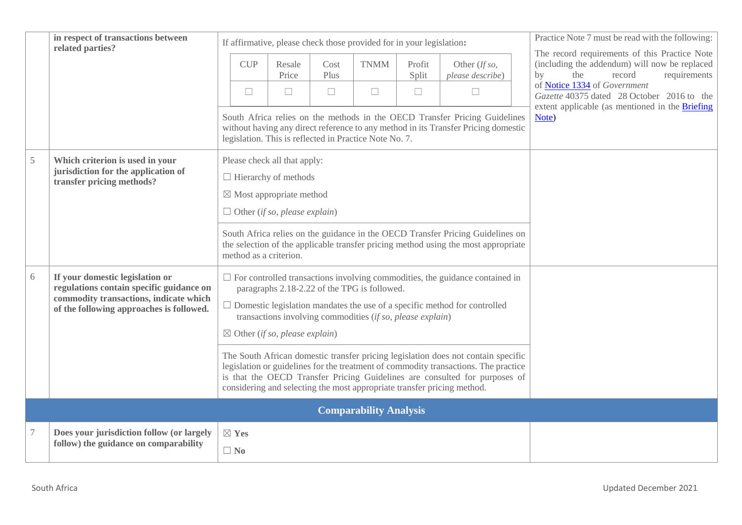| | | | |
|---|---|---|---|
| | **in respect of transactions between related parties?** | If affirmative, please check those provided for in your legislation:<br><br>CUP ☐ \| Resale Price ☐ \| Cost Plus ☐ \| TNMM ☐ \| Profit Split ☐ \| Other (*If so, please describe*) ☐<br><br>South Africa relies on the methods in the OECD Transfer Pricing Guidelines without having any direct reference to any method in its Transfer Pricing domestic legislation. This is reflected in Practice Note No. 7. | Practice Note 7 must be read with the following:<br><br>The record requirements of this Practice Note (including the addendum) will now be replaced by the record requirements of [Notice 1334]() of *Government Gazette* 40375 dated 28 October 2016 to the extent applicable (as mentioned in the [Briefing Note]()) |
| 5 | **Which criterion is used in your jurisdiction for the application of transfer pricing methods?** | Please check all that apply:<br><br>☐ Hierarchy of methods<br><br>☒ Most appropriate method<br><br>☐ Other (*if so, please explain*)<br><br>South Africa relies on the guidance in the OECD Transfer Pricing Guidelines on the selection of the applicable transfer pricing method using the most appropriate method as a criterion. | |
| 6 | **If your domestic legislation or regulations contain specific guidance on commodity transactions, indicate which of the following approaches is followed.** | ☐ For controlled transactions involving commodities, the guidance contained in paragraphs 2.18-2.22 of the TPG is followed.<br><br>☐ Domestic legislation mandates the use of a specific method for controlled transactions involving commodities (*if so, please explain*)<br><br>☒ Other (*if so, please explain*)<br><br>The South African domestic transfer pricing legislation does not contain specific legislation or guidelines for the treatment of commodity transactions. The practice is that the OECD Transfer Pricing Guidelines are consulted for purposes of considering and selecting the most appropriate transfer pricing method. | |
| | | **Comparability Analysis** | |
| 7 | **Does your jurisdiction follow (or largely follow) the guidance on comparability** | ☒ **Yes**<br><br>☐ **No** | |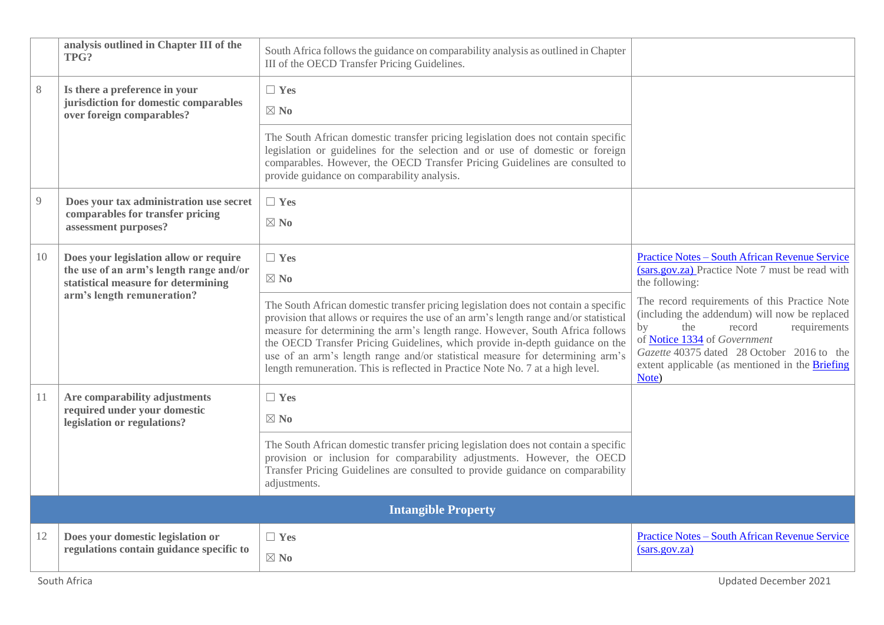| | | | |
|---|---|---|---|
| | **analysis outlined in Chapter III of the TPG?** | South Africa follows the guidance on comparability analysis as outlined in Chapter III of the OECD Transfer Pricing Guidelines. | |
| 8 | **Is there a preference in your jurisdiction for domestic comparables over foreign comparables?** | ☐ **Yes**<br>☒ **No**<br><br>The South African domestic transfer pricing legislation does not contain specific legislation or guidelines for the selection and or use of domestic or foreign comparables. However, the OECD Transfer Pricing Guidelines are consulted to provide guidance on comparability analysis. | |
| 9 | **Does your tax administration use secret comparables for transfer pricing assessment purposes?** | ☐ **Yes**<br>☒ **No** | |
| 10 | **Does your legislation allow or require the use of an arm's length range and/or statistical measure for determining arm's length remuneration?** | ☐ **Yes**<br>☒ **No**<br><br>The South African domestic transfer pricing legislation does not contain a specific provision that allows or requires the use of an arm's length range and/or statistical measure for determining the arm's length range. However, South Africa follows the OECD Transfer Pricing Guidelines, which provide in-depth guidance on the use of an arm's length range and/or statistical measure for determining arm's length remuneration. This is reflected in Practice Note No. 7 at a high level. | Practice Notes – South African Revenue Service (sars.gov.za) Practice Note 7 must be read with the following:<br><br>The record requirements of this Practice Note (including the addendum) will now be replaced by the record requirements of Notice 1334 of *Government Gazette* 40375 dated 28 October 2016 to the extent applicable (as mentioned in the Briefing Note) |
| 11 | **Are comparability adjustments required under your domestic legislation or regulations?** | ☐ **Yes**<br>☒ **No**<br><br>The South African domestic transfer pricing legislation does not contain a specific provision or inclusion for comparability adjustments. However, the OECD Transfer Pricing Guidelines are consulted to provide guidance on comparability adjustments. | |
| | | **Intangible Property** | |
| 12 | **Does your domestic legislation or regulations contain guidance specific to** | ☐ **Yes**<br>☒ **No** | Practice Notes – South African Revenue Service (sars.gov.za) |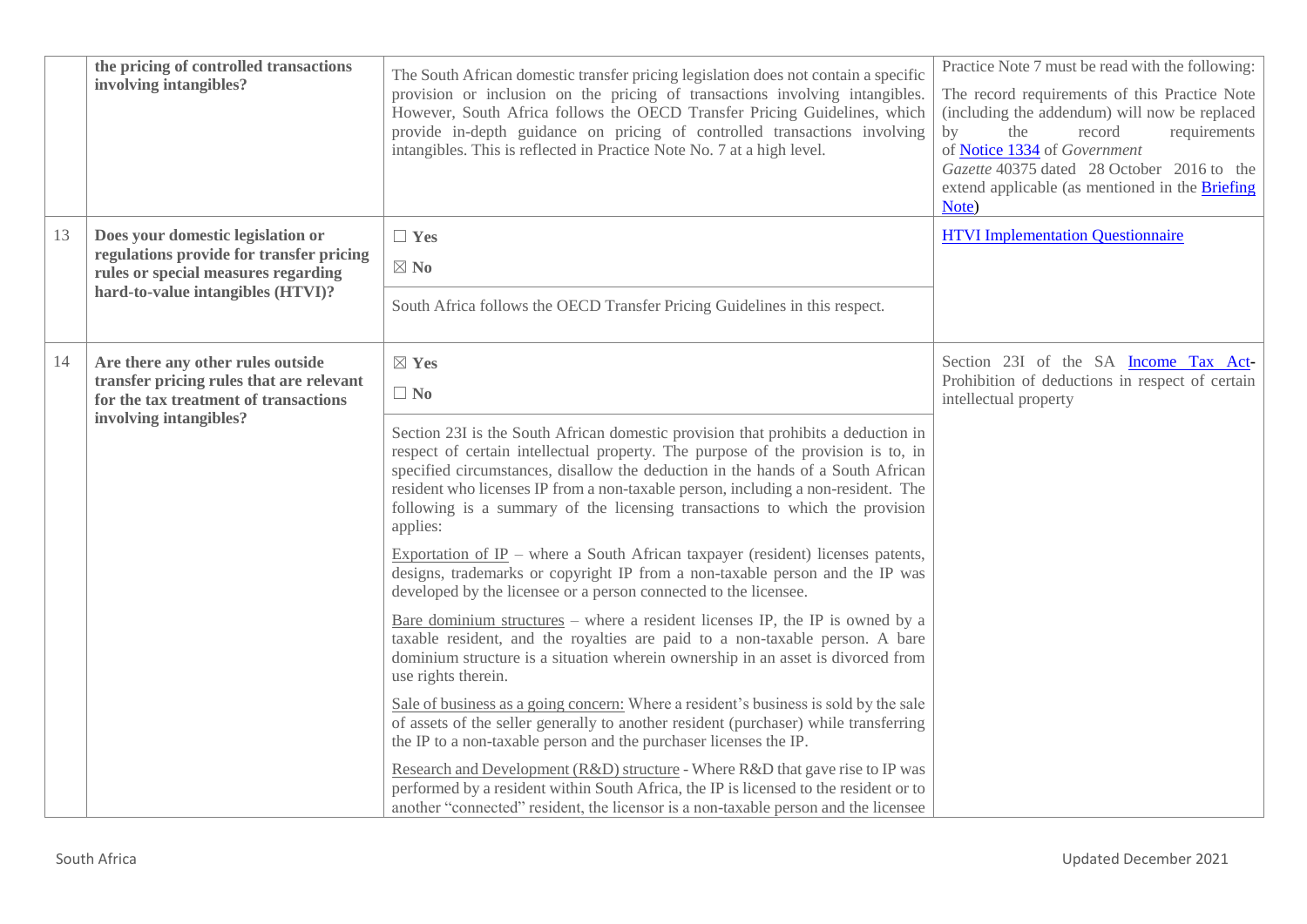|  | **the pricing of controlled transactions involving intangibles?** | The South African domestic transfer pricing legislation does not contain a specific provision or inclusion on the pricing of transactions involving intangibles. However, South Africa follows the OECD Transfer Pricing Guidelines, which provide in-depth guidance on pricing of controlled transactions involving intangibles. This is reflected in Practice Note No. 7 at a high level. | Practice Note 7 must be read with the following: The record requirements of this Practice Note (including the addendum) will now be replaced by the record requirements of Notice 1334 of *Government Gazette* 40375 dated 28 October 2016 to the extend applicable (as mentioned in the Briefing Note) |
|---|---|---|---|
| 13 | **Does your domestic legislation or regulations provide for transfer pricing rules or special measures regarding hard-to-value intangibles (HTVI)?** | ☐ **Yes**<br>☒ **No**<br>South Africa follows the OECD Transfer Pricing Guidelines in this respect. | HTVI Implementation Questionnaire |
| 14 | **Are there any other rules outside transfer pricing rules that are relevant for the tax treatment of transactions involving intangibles?** | ☒ **Yes**<br>☐ **No**<br>Section 23I is the South African domestic provision that prohibits a deduction in respect of certain intellectual property. The purpose of the provision is to, in specified circumstances, disallow the deduction in the hands of a South African resident who licenses IP from a non-taxable person, including a non-resident. The following is a summary of the licensing transactions to which the provision applies:<br>Exportation of IP – where a South African taxpayer (resident) licenses patents, designs, trademarks or copyright IP from a non-taxable person and the IP was developed by the licensee or a person connected to the licensee.<br>Bare dominium structures – where a resident licenses IP, the IP is owned by a taxable resident, and the royalties are paid to a non-taxable person. A bare dominium structure is a situation wherein ownership in an asset is divorced from use rights therein.<br>Sale of business as a going concern: Where a resident's business is sold by the sale of assets of the seller generally to another resident (purchaser) while transferring the IP to a non-taxable person and the purchaser licenses the IP.<br>Research and Development (R&D) structure - Where R&D that gave rise to IP was performed by a resident within South Africa, the IP is licensed to the resident or to another "connected" resident, the licensor is a non-taxable person and the licensee | Section 23I of the SA Income Tax Act- Prohibition of deductions in respect of certain intellectual property |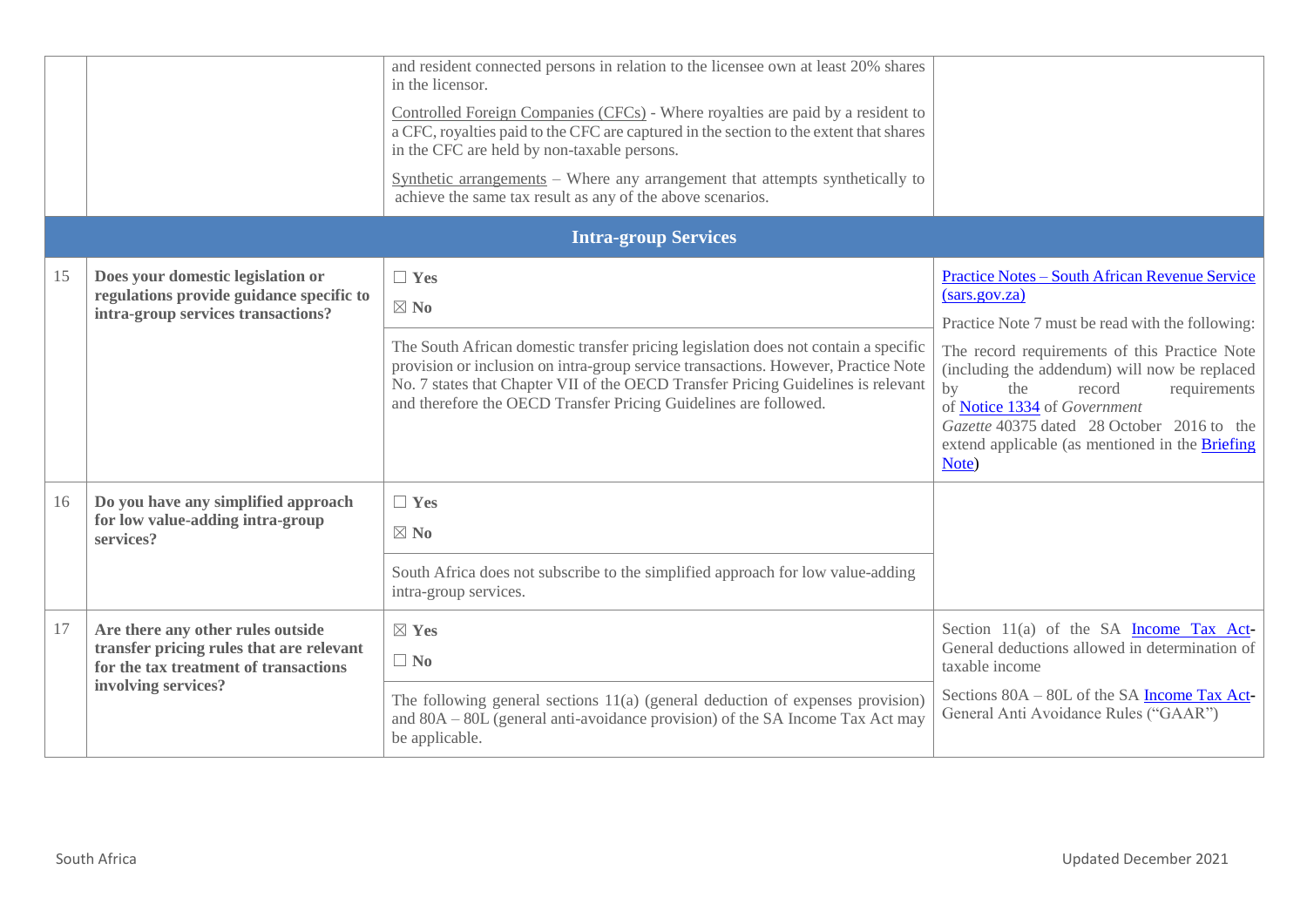| | | | |
|---|---|---|---|
| | | and resident connected persons in relation to the licensee own at least 20% shares in the licensor.<br><br>Controlled Foreign Companies (CFCs) - Where royalties are paid by a resident to a CFC, royalties paid to the CFC are captured in the section to the extent that shares in the CFC are held by non-taxable persons.<br><br>Synthetic arrangements – Where any arrangement that attempts synthetically to achieve the same tax result as any of the above scenarios. | |
| **Intra-group Services** | | | |
| 15 | **Does your domestic legislation or regulations provide guidance specific to intra-group services transactions?** | ☐ **Yes**<br>☒ **No**<br><br>The South African domestic transfer pricing legislation does not contain a specific provision or inclusion on intra-group service transactions. However, Practice Note No. 7 states that Chapter VII of the OECD Transfer Pricing Guidelines is relevant and therefore the OECD Transfer Pricing Guidelines are followed. | Practice Notes – South African Revenue Service (sars.gov.za)<br><br>Practice Note 7 must be read with the following:<br><br>The record requirements of this Practice Note (including the addendum) will now be replaced by the record requirements of Notice 1334 of *Government Gazette* 40375 dated 28 October 2016 to the extend applicable (as mentioned in the Briefing Note) |
| 16 | **Do you have any simplified approach for low value-adding intra-group services?** | ☐ **Yes**<br>☒ **No**<br><br>South Africa does not subscribe to the simplified approach for low value-adding intra-group services. | |
| 17 | **Are there any other rules outside transfer pricing rules that are relevant for the tax treatment of transactions involving services?** | ☒ **Yes**<br>☐ **No**<br><br>The following general sections 11(a) (general deduction of expenses provision) and 80A – 80L (general anti-avoidance provision) of the SA Income Tax Act may be applicable. | Section 11(a) of the SA Income Tax Act- General deductions allowed in determination of taxable income<br><br>Sections 80A – 80L of the SA Income Tax Act- General Anti Avoidance Rules ("GAAR") |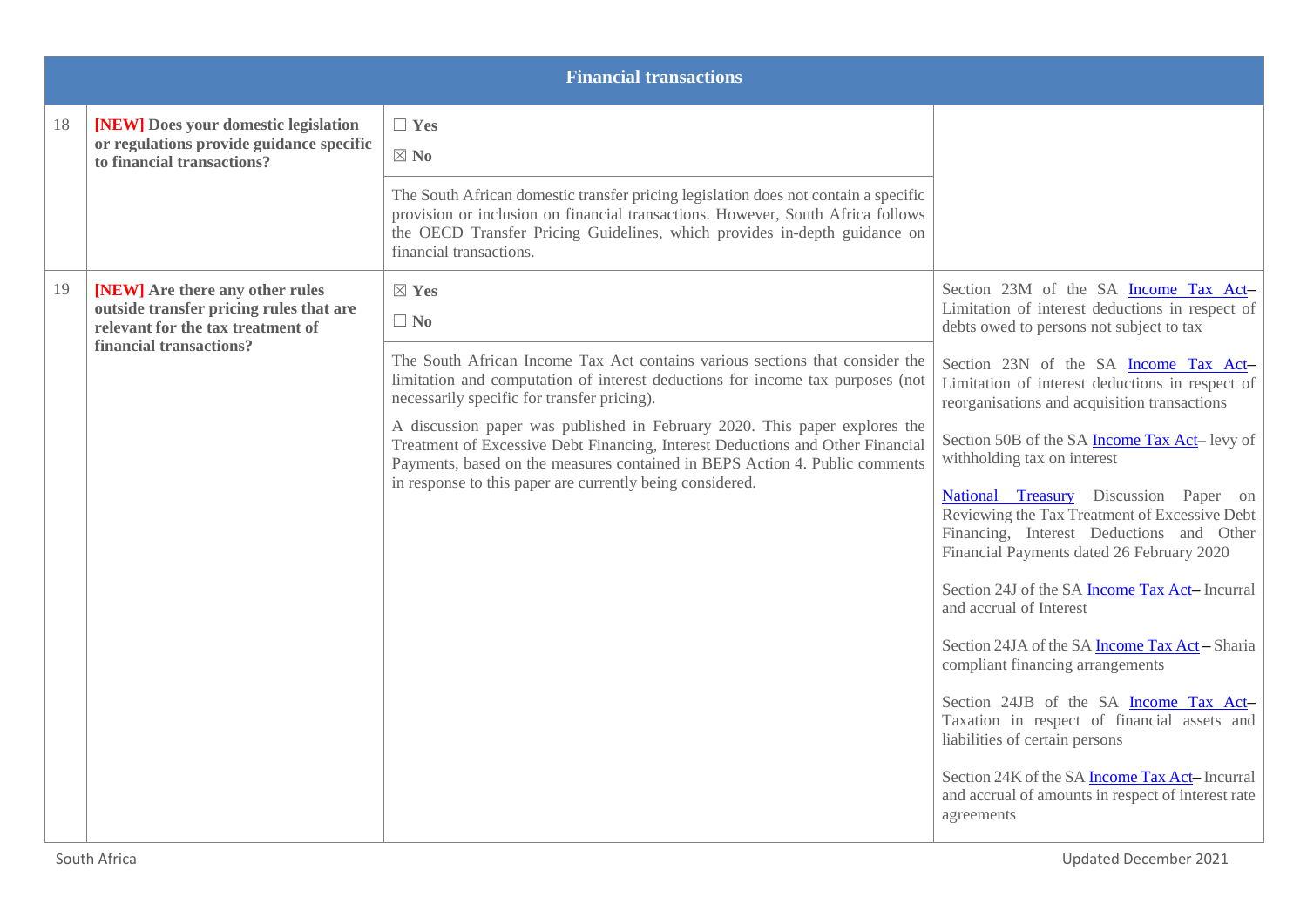| Financial transactions | | | |
|---|---|---|---|
| 18 | **[NEW] Does your domestic legislation or regulations provide guidance specific to financial transactions?** | ☐ **Yes**<br>☒ **No**<br><br>The South African domestic transfer pricing legislation does not contain a specific provision or inclusion on financial transactions. However, South Africa follows the OECD Transfer Pricing Guidelines, which provides in-depth guidance on financial transactions. | |
| 19 | **[NEW] Are there any other rules outside transfer pricing rules that are relevant for the tax treatment of financial transactions?** | ☒ **Yes**<br>☐ **No**<br><br>The South African Income Tax Act contains various sections that consider the limitation and computation of interest deductions for income tax purposes (not necessarily specific for transfer pricing).<br><br>A discussion paper was published in February 2020. This paper explores the Treatment of Excessive Debt Financing, Interest Deductions and Other Financial Payments, based on the measures contained in BEPS Action 4. Public comments in response to this paper are currently being considered. | Section 23M of the SA Income Tax Act– Limitation of interest deductions in respect of debts owed to persons not subject to tax<br><br>Section 23N of the SA Income Tax Act– Limitation of interest deductions in respect of reorganisations and acquisition transactions<br><br>Section 50B of the SA Income Tax Act– levy of withholding tax on interest<br><br>National Treasury Discussion Paper on Reviewing the Tax Treatment of Excessive Debt Financing, Interest Deductions and Other Financial Payments dated 26 February 2020<br><br>Section 24J of the SA Income Tax Act– Incurral and accrual of Interest<br><br>Section 24JA of the SA Income Tax Act – Sharia compliant financing arrangements<br><br>Section 24JB of the SA Income Tax Act– Taxation in respect of financial assets and liabilities of certain persons<br><br>Section 24K of the SA Income Tax Act– Incurral and accrual of amounts in respect of interest rate agreements |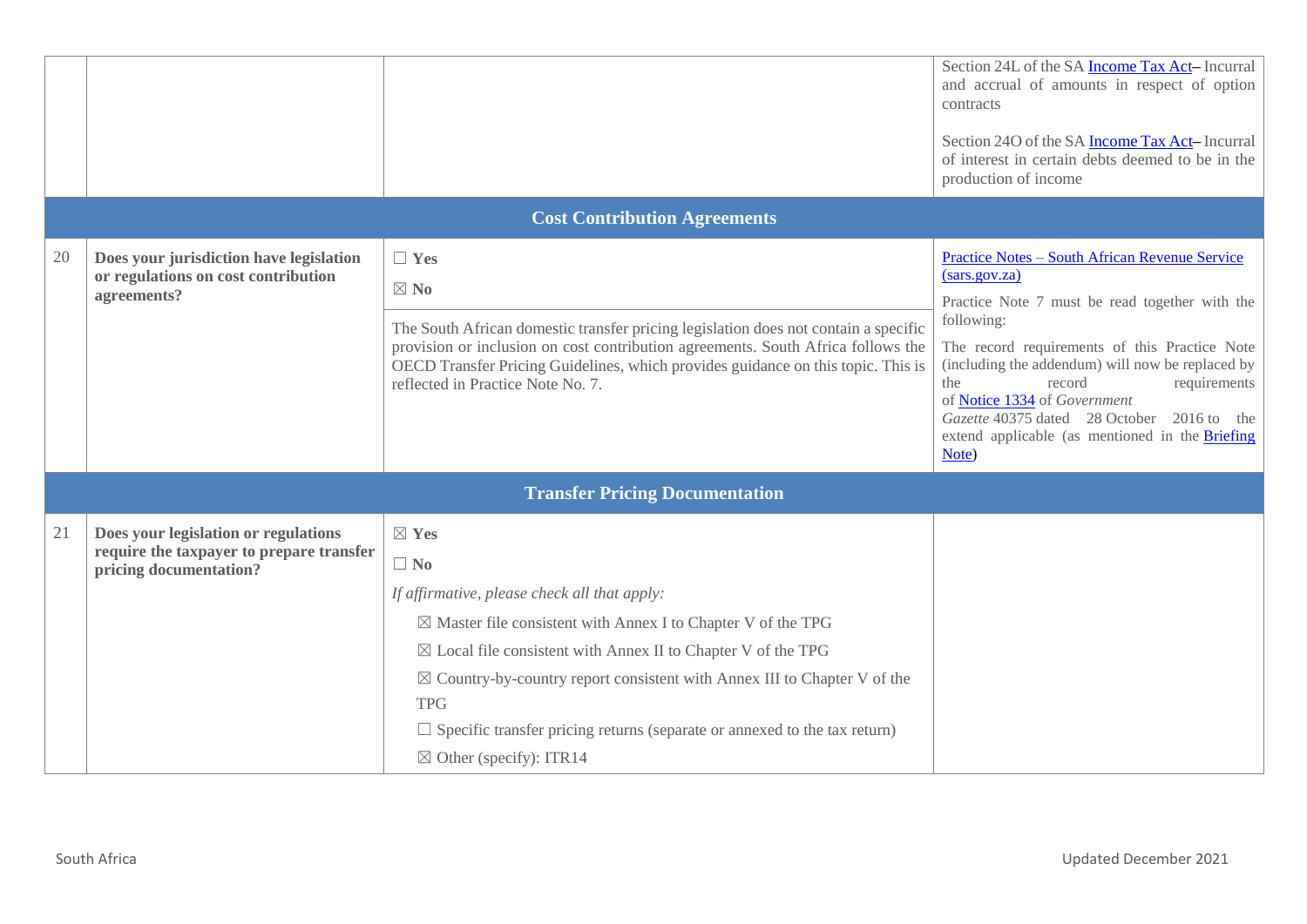| | | | |
|---|---|---|---|
| | | | Section 24L of the SA Income Tax Act– Incurral and accrual of amounts in respect of option contracts<br><br>Section 24O of the SA Income Tax Act– Incurral of interest in certain debts deemed to be in the production of income |
| **Cost Contribution Agreements** | | | |
| 20 | **Does your jurisdiction have legislation or regulations on cost contribution agreements?** | ☐ **Yes**<br>☒ **No**<br><br>The South African domestic transfer pricing legislation does not contain a specific provision or inclusion on cost contribution agreements. South Africa follows the OECD Transfer Pricing Guidelines, which provides guidance on this topic. This is reflected in Practice Note No. 7. | Practice Notes – South African Revenue Service (sars.gov.za)<br><br>Practice Note 7 must be read together with the following:<br><br>The record requirements of this Practice Note (including the addendum) will now be replaced by the record requirements of Notice 1334 of *Government Gazette* 40375 dated 28 October 2016 to the extend applicable (as mentioned in the Briefing Note) |
| **Transfer Pricing Documentation** | | | |
| 21 | **Does your legislation or regulations require the taxpayer to prepare transfer pricing documentation?** | ☒ **Yes**<br>☐ **No**<br>*If affirmative, please check all that apply:*<br>☒ Master file consistent with Annex I to Chapter V of the TPG<br>☒ Local file consistent with Annex II to Chapter V of the TPG<br>☒ Country-by-country report consistent with Annex III to Chapter V of the TPG<br>☐ Specific transfer pricing returns (separate or annexed to the tax return)<br>☒ Other (specify): ITR14 | |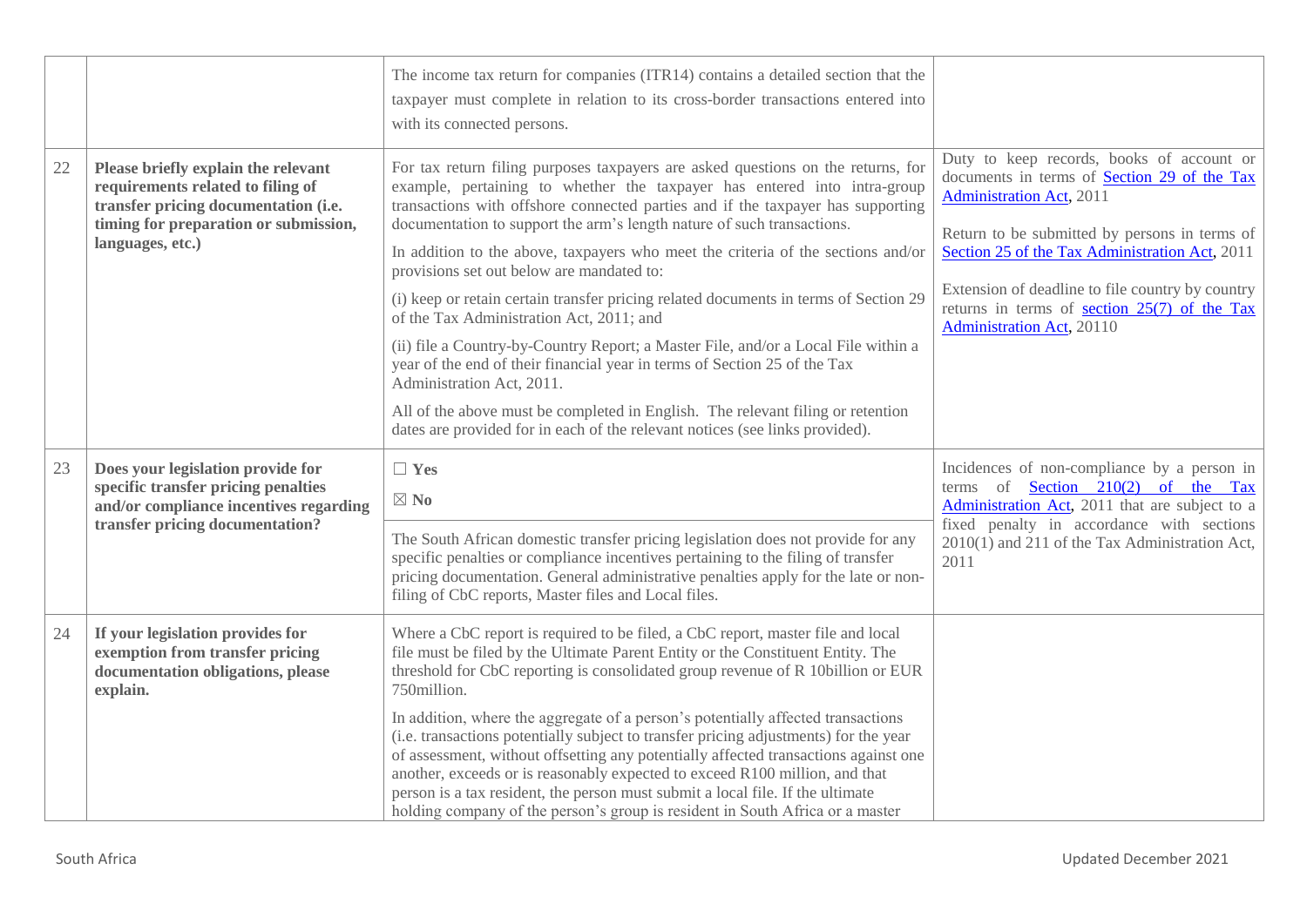| | | | |
|---|---|---|---|
| | | The income tax return for companies (ITR14) contains a detailed section that the taxpayer must complete in relation to its cross-border transactions entered into with its connected persons. | |
| 22 | **Please briefly explain the relevant requirements related to filing of transfer pricing documentation (i.e. timing for preparation or submission, languages, etc.)** | For tax return filing purposes taxpayers are asked questions on the returns, for example, pertaining to whether the taxpayer has entered into intra-group transactions with offshore connected parties and if the taxpayer has supporting documentation to support the arm's length nature of such transactions.<br><br>In addition to the above, taxpayers who meet the criteria of the sections and/or provisions set out below are mandated to:<br><br>(i) keep or retain certain transfer pricing related documents in terms of Section 29 of the Tax Administration Act, 2011; and<br><br>(ii) file a Country-by-Country Report; a Master File, and/or a Local File within a year of the end of their financial year in terms of Section 25 of the Tax Administration Act, 2011.<br><br>All of the above must be completed in English. The relevant filing or retention dates are provided for in each of the relevant notices (see links provided). | Duty to keep records, books of account or documents in terms of Section 29 of the Tax Administration Act, 2011<br><br>Return to be submitted by persons in terms of Section 25 of the Tax Administration Act, 2011<br><br>Extension of deadline to file country by country returns in terms of section 25(7) of the Tax Administration Act, 20110 |
| 23 | **Does your legislation provide for specific transfer pricing penalties and/or compliance incentives regarding transfer pricing documentation?** | ☐ **Yes**<br>☒ **No**<br><br>The South African domestic transfer pricing legislation does not provide for any specific penalties or compliance incentives pertaining to the filing of transfer pricing documentation. General administrative penalties apply for the late or non-filing of CbC reports, Master files and Local files. | Incidences of non-compliance by a person in terms of Section 210(2) of the Tax Administration Act, 2011 that are subject to a fixed penalty in accordance with sections 2010(1) and 211 of the Tax Administration Act, 2011 |
| 24 | **If your legislation provides for exemption from transfer pricing documentation obligations, please explain.** | Where a CbC report is required to be filed, a CbC report, master file and local file must be filed by the Ultimate Parent Entity or the Constituent Entity. The threshold for CbC reporting is consolidated group revenue of R 10billion or EUR 750million.<br><br>In addition, where the aggregate of a person's potentially affected transactions (i.e. transactions potentially subject to transfer pricing adjustments) for the year of assessment, without offsetting any potentially affected transactions against one another, exceeds or is reasonably expected to exceed R100 million, and that person is a tax resident, the person must submit a local file. If the ultimate holding company of the person's group is resident in South Africa or a master | |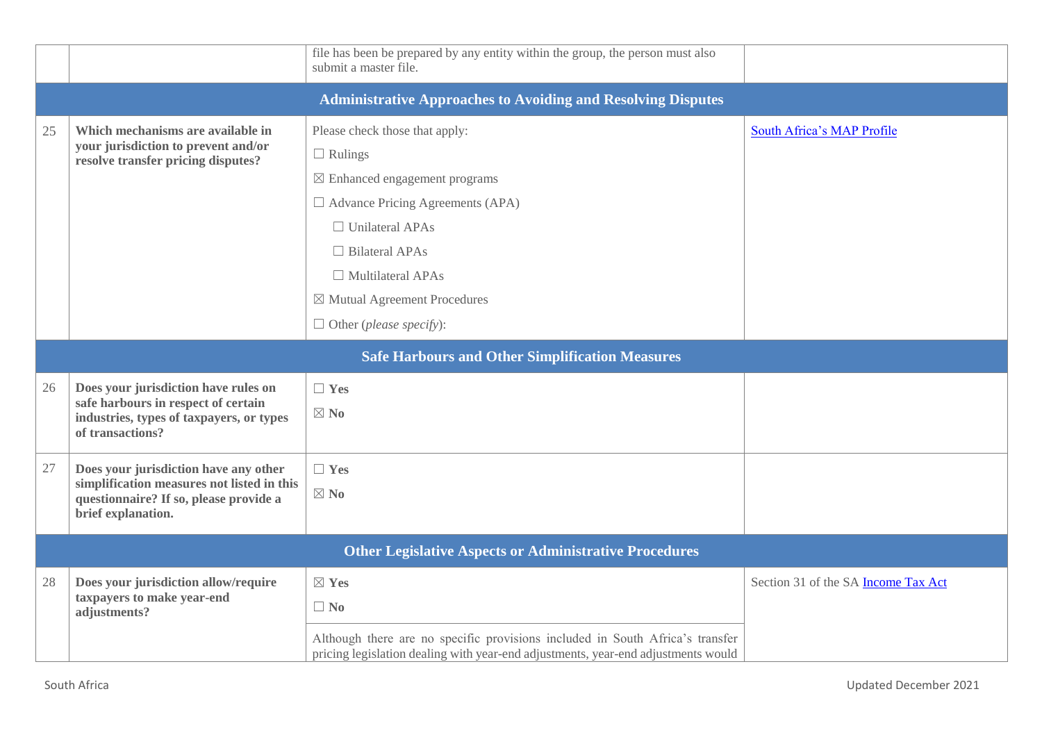| | | | |
|---|---|---|---|
| | | file has been be prepared by any entity within the group, the person must also submit a master file. | |
| **Administrative Approaches to Avoiding and Resolving Disputes** | | | |
| 25 | **Which mechanisms are available in your jurisdiction to prevent and/or resolve transfer pricing disputes?** | Please check those that apply:<br>☐ Rulings<br>☒ Enhanced engagement programs<br>☐ Advance Pricing Agreements (APA)<br>☐ Unilateral APAs<br>☐ Bilateral APAs<br>☐ Multilateral APAs<br>☒ Mutual Agreement Procedures<br>☐ Other (*please specify*): | [South Africa's MAP Profile]() |
| **Safe Harbours and Other Simplification Measures** | | | |
| 26 | **Does your jurisdiction have rules on safe harbours in respect of certain industries, types of taxpayers, or types of transactions?** | ☐ **Yes**<br>☒ **No** | |
| 27 | **Does your jurisdiction have any other simplification measures not listed in this questionnaire? If so, please provide a brief explanation.** | ☐ **Yes**<br>☒ **No** | |
| **Other Legislative Aspects or Administrative Procedures** | | | |
| 28 | **Does your jurisdiction allow/require taxpayers to make year-end adjustments?** | ☒ **Yes**<br>☐ **No**<br><br>Although there are no specific provisions included in South Africa's transfer pricing legislation dealing with year-end adjustments, year-end adjustments would | Section 31 of the SA [Income Tax Act]() |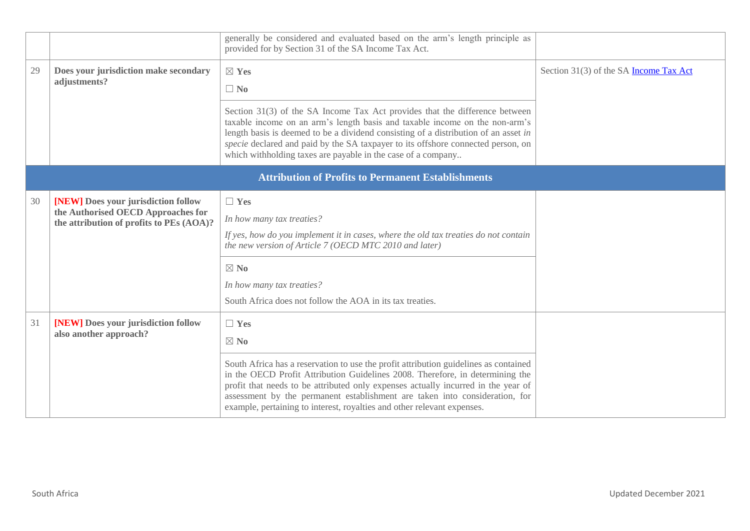| | | | |
|---|---|---|---|
| | | generally be considered and evaluated based on the arm's length principle as provided for by Section 31 of the SA Income Tax Act. | |
| 29 | **Does your jurisdiction make secondary adjustments?** | ☒ **Yes**<br>☐ **No** | Section 31(3) of the SA Income Tax Act |
| | | Section 31(3) of the SA Income Tax Act provides that the difference between taxable income on an arm's length basis and taxable income on the non-arm's length basis is deemed to be a dividend consisting of a distribution of an asset *in specie* declared and paid by the SA taxpayer to its offshore connected person, on which withholding taxes are payable in the case of a company.. | |
| | | **Attribution of Profits to Permanent Establishments** | |
| 30 | **[NEW] Does your jurisdiction follow the Authorised OECD Approaches for the attribution of profits to PEs (AOA)?** | ☐ **Yes**<br>*In how many tax treaties?*<br>*If yes, how do you implement it in cases, where the old tax treaties do not contain the new version of Article 7 (OECD MTC 2010 and later)* | |
| | | ☒ **No**<br>*In how many tax treaties?*<br>South Africa does not follow the AOA in its tax treaties. | |
| 31 | **[NEW] Does your jurisdiction follow also another approach?** | ☐ **Yes**<br>☒ **No** | |
| | | South Africa has a reservation to use the profit attribution guidelines as contained in the OECD Profit Attribution Guidelines 2008. Therefore, in determining the profit that needs to be attributed only expenses actually incurred in the year of assessment by the permanent establishment are taken into consideration, for example, pertaining to interest, royalties and other relevant expenses. | |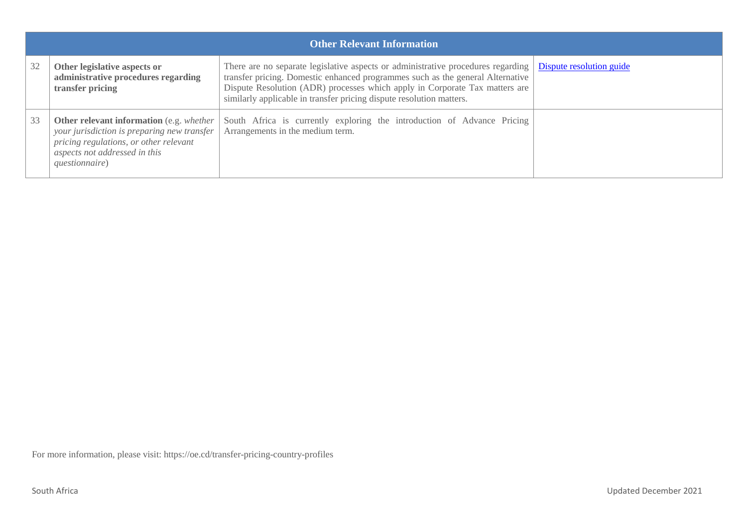| Other Relevant Information | | | |
|---|---|---|---|
| 32 | **Other legislative aspects or administrative procedures regarding transfer pricing** | There are no separate legislative aspects or administrative procedures regarding transfer pricing. Domestic enhanced programmes such as the general Alternative Dispute Resolution (ADR) processes which apply in Corporate Tax matters are similarly applicable in transfer pricing dispute resolution matters. | Dispute resolution guide |
| 33 | **Other relevant information** (e.g. *whether your jurisdiction is preparing new transfer pricing regulations, or other relevant aspects not addressed in this questionnaire*) | South Africa is currently exploring the introduction of Advance Pricing Arrangements in the medium term. | |

For more information, please visit: https://oe.cd/transfer-pricing-country-profiles